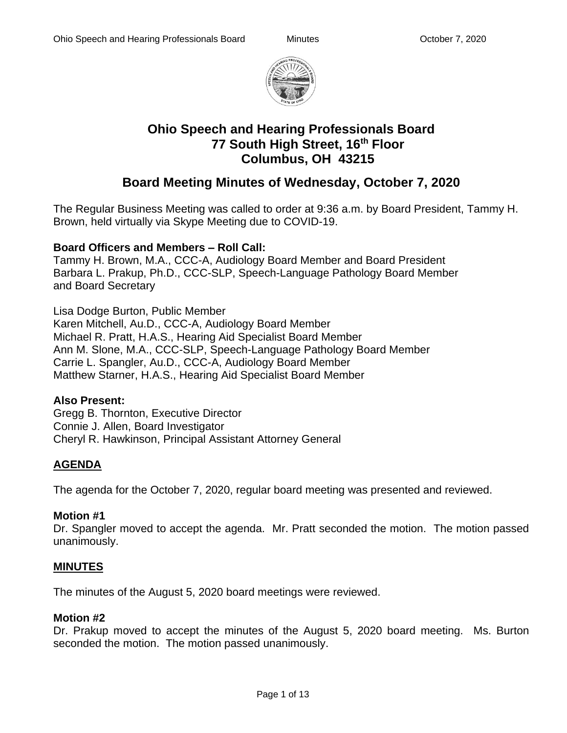# Ohio Speech and Hearing Professionals Board
## 77 South High Street, 16th Floor
## Columbus, OH 43215

## Board Meeting Minutes of Wednesday, October 7, 2020

The Regular Business Meeting was called to order at 9:36 a.m. by Board President, Tammy H. Brown, held virtually via Skype Meeting due to COVID-19.

**Board Officers and Members – Roll Call:**
Tammy H. Brown, M.A., CCC-A, Audiology Board Member and Board President
Barbara L. Prakup, Ph.D., CCC-SLP, Speech-Language Pathology Board Member and Board Secretary

Lisa Dodge Burton, Public Member
Karen Mitchell, Au.D., CCC-A, Audiology Board Member
Michael R. Pratt, H.A.S., Hearing Aid Specialist Board Member
Ann M. Slone, M.A., CCC-SLP, Speech-Language Pathology Board Member
Carrie L. Spangler, Au.D., CCC-A, Audiology Board Member
Matthew Starner, H.A.S., Hearing Aid Specialist Board Member

**Also Present:**
Gregg B. Thornton, Executive Director
Connie J. Allen, Board Investigator
Cheryl R. Hawkinson, Principal Assistant Attorney General

**AGENDA**

The agenda for the October 7, 2020, regular board meeting was presented and reviewed.

**Motion #1**
Dr. Spangler moved to accept the agenda. Mr. Pratt seconded the motion. The motion passed unanimously.

**MINUTES**

The minutes of the August 5, 2020 board meetings were reviewed.

**Motion #2**
Dr. Prakup moved to accept the minutes of the August 5, 2020 board meeting. Ms. Burton seconded the motion. The motion passed unanimously.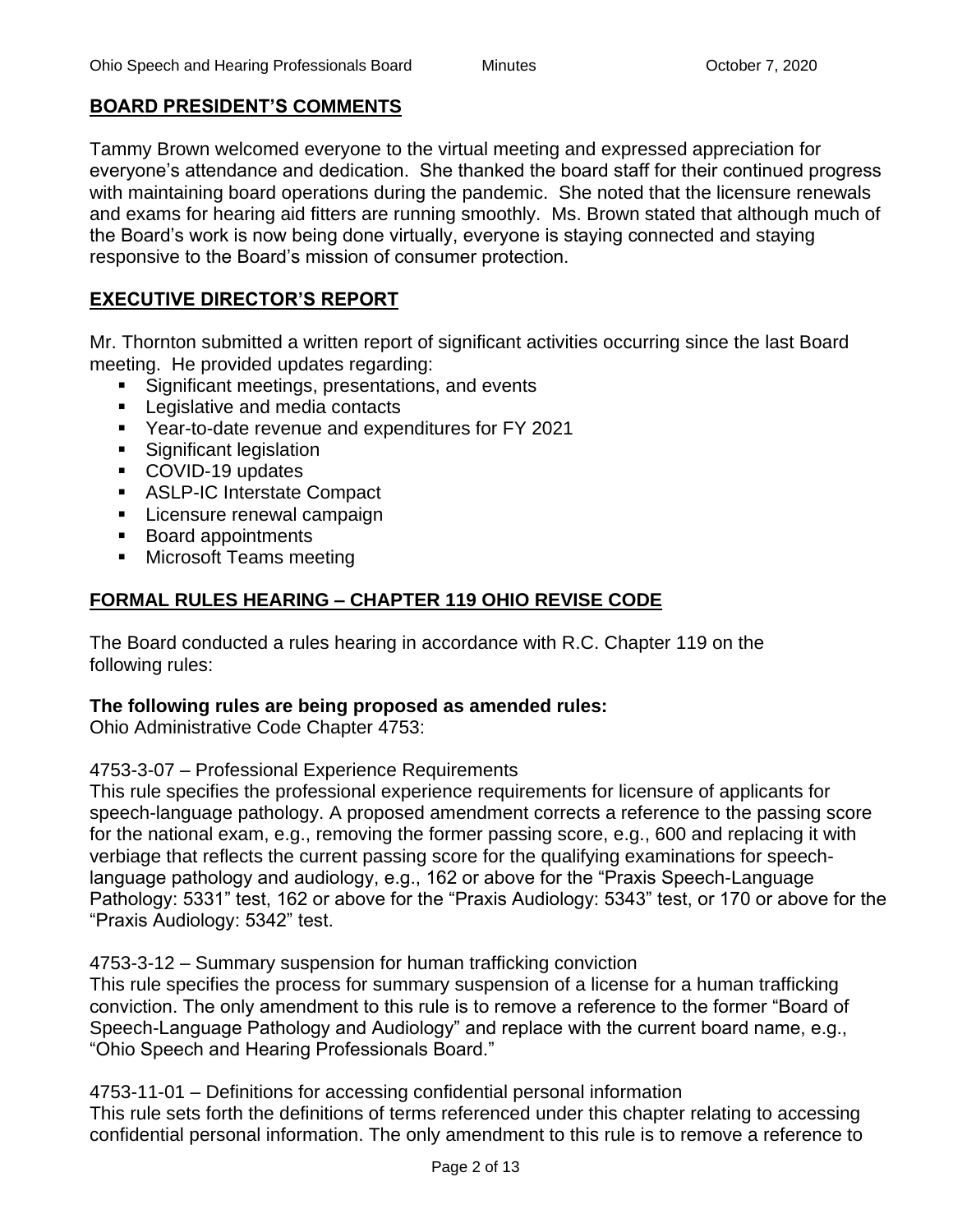## BOARD PRESIDENT'S COMMENTS

Tammy Brown welcomed everyone to the virtual meeting and expressed appreciation for everyone's attendance and dedication. She thanked the board staff for their continued progress with maintaining board operations during the pandemic. She noted that the licensure renewals and exams for hearing aid fitters are running smoothly. Ms. Brown stated that although much of the Board's work is now being done virtually, everyone is staying connected and staying responsive to the Board's mission of consumer protection.

## EXECUTIVE DIRECTOR'S REPORT

Mr. Thornton submitted a written report of significant activities occurring since the last Board meeting. He provided updates regarding:

- Significant meetings, presentations, and events
- Legislative and media contacts
- Year-to-date revenue and expenditures for FY 2021
- Significant legislation
- COVID-19 updates
- ASLP-IC Interstate Compact
- Licensure renewal campaign
- Board appointments
- Microsoft Teams meeting

## FORMAL RULES HEARING – CHAPTER 119 OHIO REVISE CODE

The Board conducted a rules hearing in accordance with R.C. Chapter 119 on the following rules:

**The following rules are being proposed as amended rules:**
Ohio Administrative Code Chapter 4753:

4753-3-07 – Professional Experience Requirements
This rule specifies the professional experience requirements for licensure of applicants for speech-language pathology. A proposed amendment corrects a reference to the passing score for the national exam, e.g., removing the former passing score, e.g., 600 and replacing it with verbiage that reflects the current passing score for the qualifying examinations for speech-language pathology and audiology, e.g., 162 or above for the "Praxis Speech-Language Pathology: 5331" test, 162 or above for the "Praxis Audiology: 5343" test, or 170 or above for the "Praxis Audiology: 5342" test.

4753-3-12 – Summary suspension for human trafficking conviction
This rule specifies the process for summary suspension of a license for a human trafficking conviction. The only amendment to this rule is to remove a reference to the former "Board of Speech-Language Pathology and Audiology" and replace with the current board name, e.g., "Ohio Speech and Hearing Professionals Board."

4753-11-01 – Definitions for accessing confidential personal information
This rule sets forth the definitions of terms referenced under this chapter relating to accessing confidential personal information. The only amendment to this rule is to remove a reference to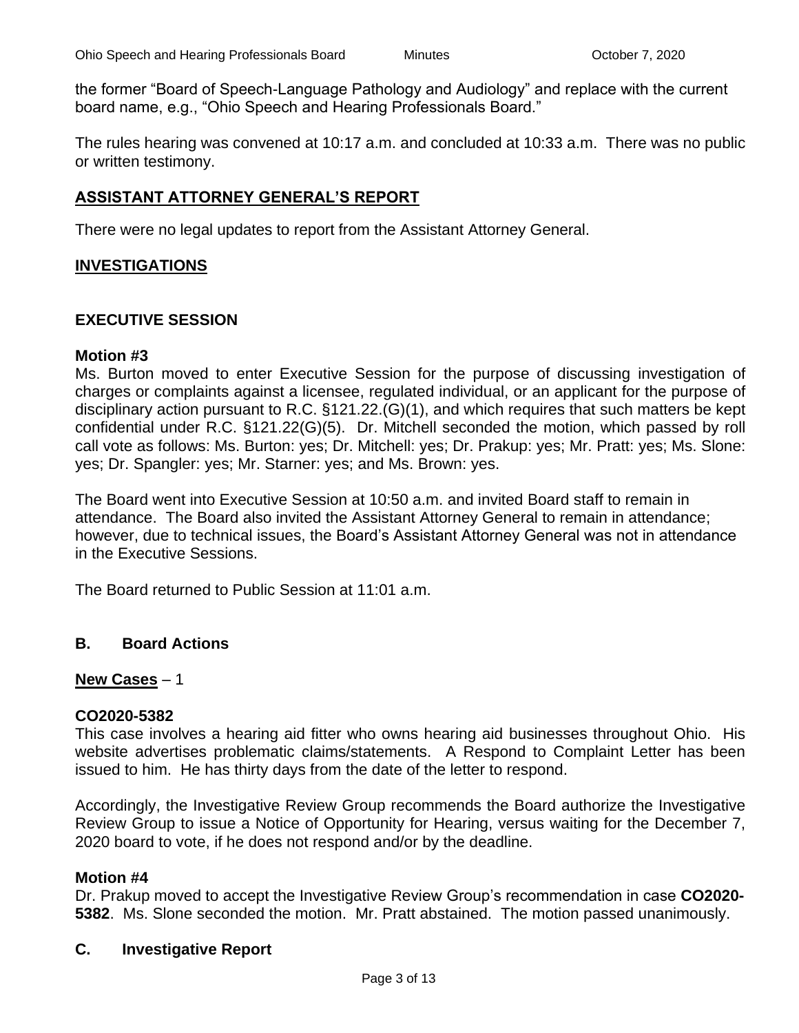the former "Board of Speech-Language Pathology and Audiology" and replace with the current board name, e.g., "Ohio Speech and Hearing Professionals Board."

The rules hearing was convened at 10:17 a.m. and concluded at 10:33 a.m. There was no public or written testimony.

## ASSISTANT ATTORNEY GENERAL'S REPORT

There were no legal updates to report from the Assistant Attorney General.

## INVESTIGATIONS

### EXECUTIVE SESSION

**Motion #3**

Ms. Burton moved to enter Executive Session for the purpose of discussing investigation of charges or complaints against a licensee, regulated individual, or an applicant for the purpose of disciplinary action pursuant to R.C. §121.22.(G)(1), and which requires that such matters be kept confidential under R.C. §121.22(G)(5). Dr. Mitchell seconded the motion, which passed by roll call vote as follows: Ms. Burton: yes; Dr. Mitchell: yes; Dr. Prakup: yes; Mr. Pratt: yes; Ms. Slone: yes; Dr. Spangler: yes; Mr. Starner: yes; and Ms. Brown: yes.

The Board went into Executive Session at 10:50 a.m. and invited Board staff to remain in attendance. The Board also invited the Assistant Attorney General to remain in attendance; however, due to technical issues, the Board's Assistant Attorney General was not in attendance in the Executive Sessions.

The Board returned to Public Session at 11:01 a.m.

### B. Board Actions

**New Cases** – 1

**CO2020-5382**

This case involves a hearing aid fitter who owns hearing aid businesses throughout Ohio. His website advertises problematic claims/statements. A Respond to Complaint Letter has been issued to him. He has thirty days from the date of the letter to respond.

Accordingly, the Investigative Review Group recommends the Board authorize the Investigative Review Group to issue a Notice of Opportunity for Hearing, versus waiting for the December 7, 2020 board to vote, if he does not respond and/or by the deadline.

**Motion #4**

Dr. Prakup moved to accept the Investigative Review Group's recommendation in case **CO2020-5382**. Ms. Slone seconded the motion. Mr. Pratt abstained. The motion passed unanimously.

### C. Investigative Report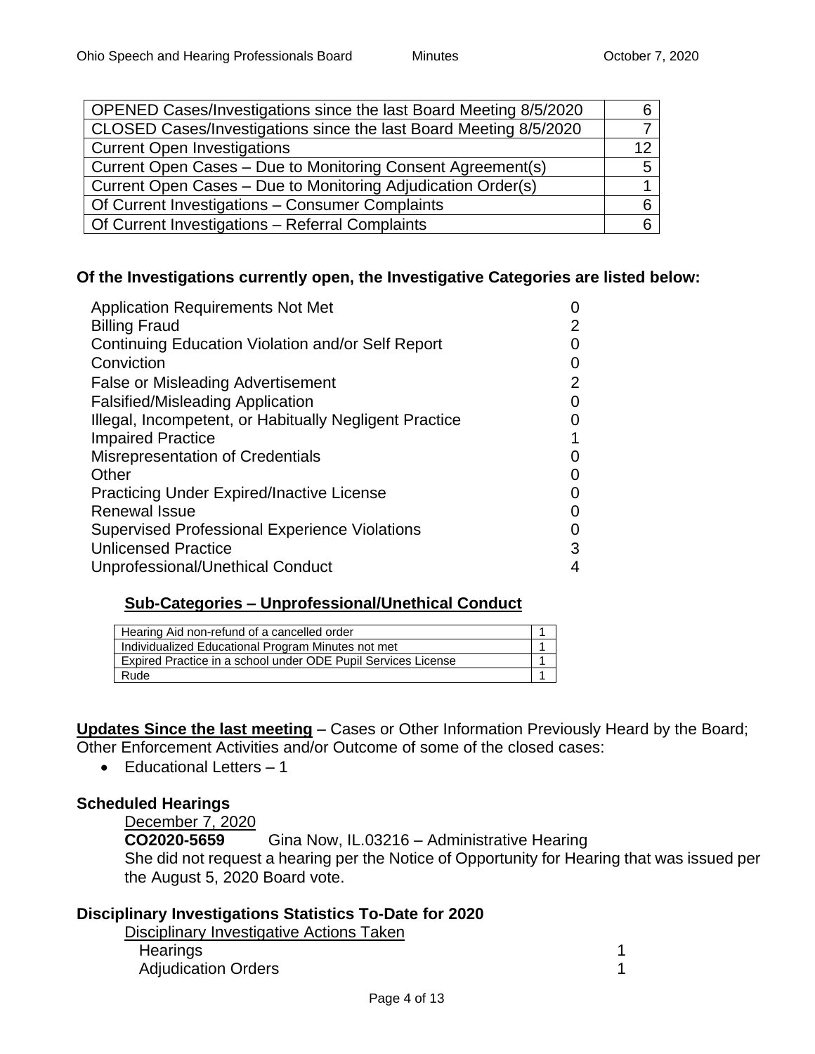| OPENED Cases/Investigations since the last Board Meeting 8/5/2020 | 6 |
| --- | --- |
| CLOSED Cases/Investigations since the last Board Meeting 8/5/2020 | 7 |
| Current Open Investigations | 12 |
| Current Open Cases – Due to Monitoring Consent Agreement(s) | 5 |
| Current Open Cases – Due to Monitoring Adjudication Order(s) | 1 |
| Of Current Investigations – Consumer Complaints | 6 |
| Of Current Investigations – Referral Complaints | 6 |

**Of the Investigations currently open, the Investigative Categories are listed below:**

| | |
| --- | --- |
| Application Requirements Not Met | 0 |
| Billing Fraud | 2 |
| Continuing Education Violation and/or Self Report | 0 |
| Conviction | 0 |
| False or Misleading Advertisement | 2 |
| Falsified/Misleading Application | 0 |
| Illegal, Incompetent, or Habitually Negligent Practice | 0 |
| Impaired Practice | 1 |
| Misrepresentation of Credentials | 0 |
| Other | 0 |
| Practicing Under Expired/Inactive License | 0 |
| Renewal Issue | 0 |
| Supervised Professional Experience Violations | 0 |
| Unlicensed Practice | 3 |
| Unprofessional/Unethical Conduct | 4 |

**Sub-Categories – Unprofessional/Unethical Conduct**

| Hearing Aid non-refund of a cancelled order | 1 |
| --- | --- |
| Individualized Educational Program Minutes not met | 1 |
| Expired Practice in a school under ODE Pupil Services License | 1 |
| Rude | 1 |

**Updates Since the last meeting** – Cases or Other Information Previously Heard by the Board; Other Enforcement Activities and/or Outcome of some of the closed cases:

- Educational Letters – 1

**Scheduled Hearings**

December 7, 2020

**CO2020-5659** Gina Now, IL.03216 – Administrative Hearing
She did not request a hearing per the Notice of Opportunity for Hearing that was issued per the August 5, 2020 Board vote.

**Disciplinary Investigations Statistics To-Date for 2020**

Disciplinary Investigative Actions Taken

| | |
| --- | --- |
| Hearings | 1 |
| Adjudication Orders | 1 |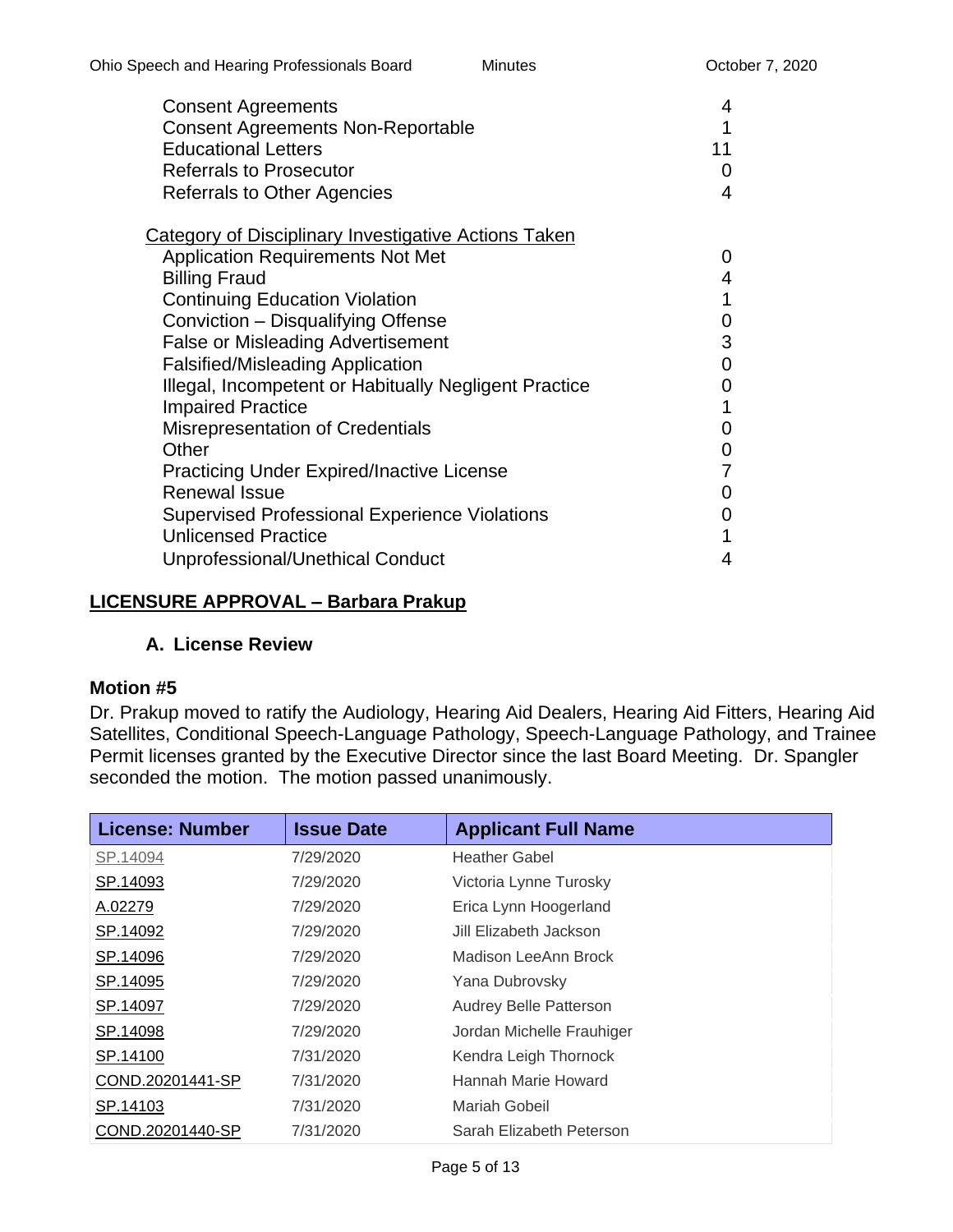| | |
|---|---|
| Consent Agreements | 4 |
| Consent Agreements Non-Reportable | 1 |
| Educational Letters | 11 |
| Referrals to Prosecutor | 0 |
| Referrals to Other Agencies | 4 |

| Category of Disciplinary Investigative Actions Taken | |
|---|---|
| Application Requirements Not Met | 0 |
| Billing Fraud | 4 |
| Continuing Education Violation | 1 |
| Conviction – Disqualifying Offense | 0 |
| False or Misleading Advertisement | 3 |
| Falsified/Misleading Application | 0 |
| Illegal, Incompetent or Habitually Negligent Practice | 0 |
| Impaired Practice | 1 |
| Misrepresentation of Credentials | 0 |
| Other | 0 |
| Practicing Under Expired/Inactive License | 7 |
| Renewal Issue | 0 |
| Supervised Professional Experience Violations | 0 |
| Unlicensed Practice | 1 |
| Unprofessional/Unethical Conduct | 4 |

## LICENSURE APPROVAL – Barbara Prakup

### A. License Review

**Motion #5**

Dr. Prakup moved to ratify the Audiology, Hearing Aid Dealers, Hearing Aid Fitters, Hearing Aid Satellites, Conditional Speech-Language Pathology, Speech-Language Pathology, and Trainee Permit licenses granted by the Executive Director since the last Board Meeting. Dr. Spangler seconded the motion. The motion passed unanimously.

| License: Number | Issue Date | Applicant Full Name |
|---|---|---|
| SP.14094 | 7/29/2020 | Heather Gabel |
| SP.14093 | 7/29/2020 | Victoria Lynne Turosky |
| A.02279 | 7/29/2020 | Erica Lynn Hoogerland |
| SP.14092 | 7/29/2020 | Jill Elizabeth Jackson |
| SP.14096 | 7/29/2020 | Madison LeeAnn Brock |
| SP.14095 | 7/29/2020 | Yana Dubrovsky |
| SP.14097 | 7/29/2020 | Audrey Belle Patterson |
| SP.14098 | 7/29/2020 | Jordan Michelle Frauhiger |
| SP.14100 | 7/31/2020 | Kendra Leigh Thornock |
| COND.20201441-SP | 7/31/2020 | Hannah Marie Howard |
| SP.14103 | 7/31/2020 | Mariah Gobeil |
| COND.20201440-SP | 7/31/2020 | Sarah Elizabeth Peterson |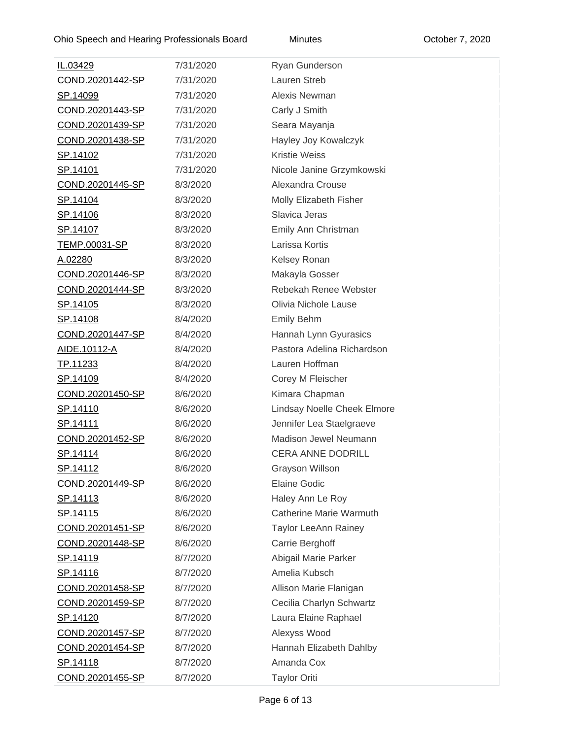| | | |
|---|---|---|
| IL.03429 | 7/31/2020 | Ryan Gunderson |
| COND.20201442-SP | 7/31/2020 | Lauren Streb |
| SP.14099 | 7/31/2020 | Alexis Newman |
| COND.20201443-SP | 7/31/2020 | Carly J Smith |
| COND.20201439-SP | 7/31/2020 | Seara Mayanja |
| COND.20201438-SP | 7/31/2020 | Hayley Joy Kowalczyk |
| SP.14102 | 7/31/2020 | Kristie Weiss |
| SP.14101 | 7/31/2020 | Nicole Janine Grzymkowski |
| COND.20201445-SP | 8/3/2020 | Alexandra Crouse |
| SP.14104 | 8/3/2020 | Molly Elizabeth Fisher |
| SP.14106 | 8/3/2020 | Slavica Jeras |
| SP.14107 | 8/3/2020 | Emily Ann Christman |
| TEMP.00031-SP | 8/3/2020 | Larissa Kortis |
| A.02280 | 8/3/2020 | Kelsey Ronan |
| COND.20201446-SP | 8/3/2020 | Makayla Gosser |
| COND.20201444-SP | 8/3/2020 | Rebekah Renee Webster |
| SP.14105 | 8/3/2020 | Olivia Nichole Lause |
| SP.14108 | 8/4/2020 | Emily Behm |
| COND.20201447-SP | 8/4/2020 | Hannah Lynn Gyurasics |
| AIDE.10112-A | 8/4/2020 | Pastora Adelina Richardson |
| TP.11233 | 8/4/2020 | Lauren Hoffman |
| SP.14109 | 8/4/2020 | Corey M Fleischer |
| COND.20201450-SP | 8/6/2020 | Kimara Chapman |
| SP.14110 | 8/6/2020 | Lindsay Noelle Cheek Elmore |
| SP.14111 | 8/6/2020 | Jennifer Lea Staelgraeve |
| COND.20201452-SP | 8/6/2020 | Madison Jewel Neumann |
| SP.14114 | 8/6/2020 | CERA ANNE DODRILL |
| SP.14112 | 8/6/2020 | Grayson Willson |
| COND.20201449-SP | 8/6/2020 | Elaine Godic |
| SP.14113 | 8/6/2020 | Haley Ann Le Roy |
| SP.14115 | 8/6/2020 | Catherine Marie Warmuth |
| COND.20201451-SP | 8/6/2020 | Taylor LeeAnn Rainey |
| COND.20201448-SP | 8/6/2020 | Carrie Berghoff |
| SP.14119 | 8/7/2020 | Abigail Marie Parker |
| SP.14116 | 8/7/2020 | Amelia Kubsch |
| COND.20201458-SP | 8/7/2020 | Allison Marie Flanigan |
| COND.20201459-SP | 8/7/2020 | Cecilia Charlyn Schwartz |
| SP.14120 | 8/7/2020 | Laura Elaine Raphael |
| COND.20201457-SP | 8/7/2020 | Alexyss Wood |
| COND.20201454-SP | 8/7/2020 | Hannah Elizabeth Dahlby |
| SP.14118 | 8/7/2020 | Amanda Cox |
| COND.20201455-SP | 8/7/2020 | Taylor Oriti |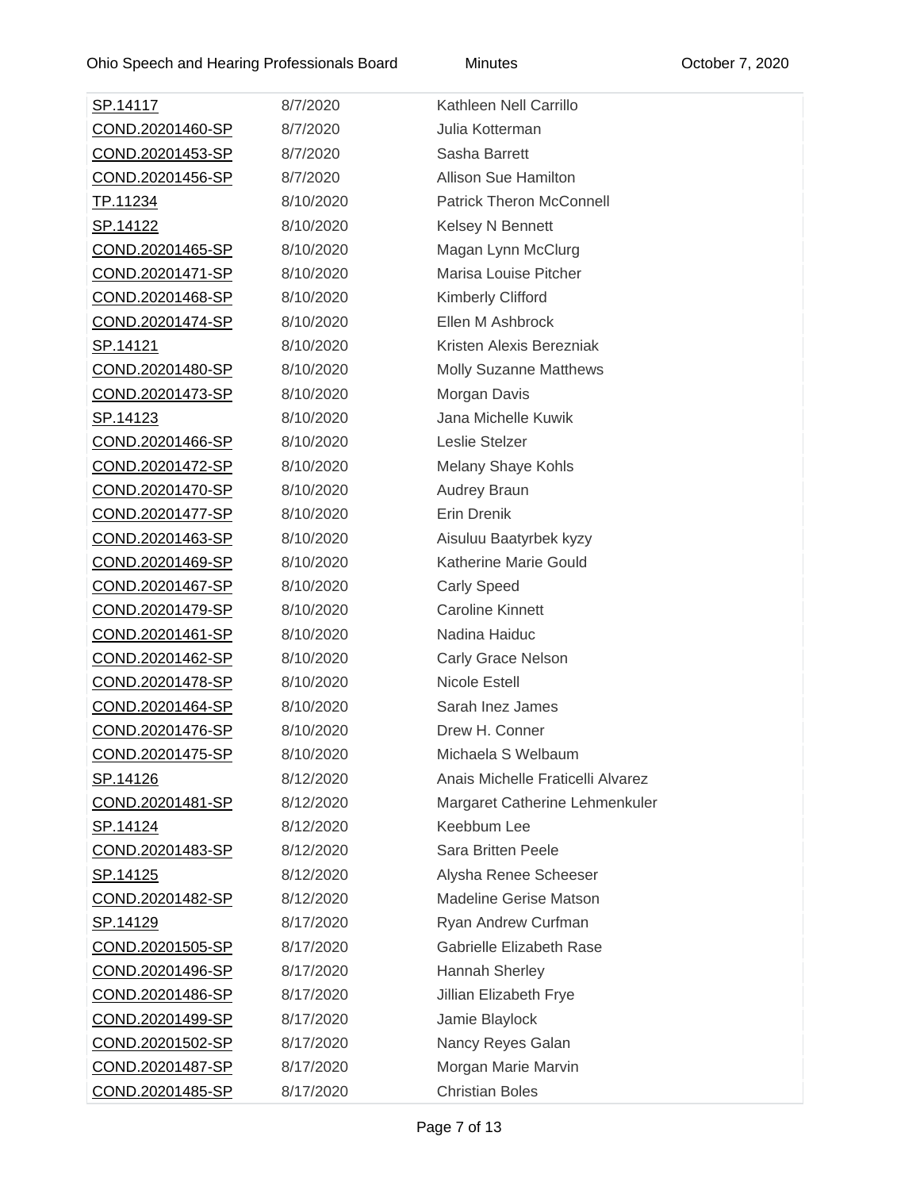| | | |
|---|---|---|
| SP.14117 | 8/7/2020 | Kathleen Nell Carrillo |
| COND.20201460-SP | 8/7/2020 | Julia Kotterman |
| COND.20201453-SP | 8/7/2020 | Sasha Barrett |
| COND.20201456-SP | 8/7/2020 | Allison Sue Hamilton |
| TP.11234 | 8/10/2020 | Patrick Theron McConnell |
| SP.14122 | 8/10/2020 | Kelsey N Bennett |
| COND.20201465-SP | 8/10/2020 | Magan Lynn McClurg |
| COND.20201471-SP | 8/10/2020 | Marisa Louise Pitcher |
| COND.20201468-SP | 8/10/2020 | Kimberly Clifford |
| COND.20201474-SP | 8/10/2020 | Ellen M Ashbrock |
| SP.14121 | 8/10/2020 | Kristen Alexis Berezniak |
| COND.20201480-SP | 8/10/2020 | Molly Suzanne Matthews |
| COND.20201473-SP | 8/10/2020 | Morgan Davis |
| SP.14123 | 8/10/2020 | Jana Michelle Kuwik |
| COND.20201466-SP | 8/10/2020 | Leslie Stelzer |
| COND.20201472-SP | 8/10/2020 | Melany Shaye Kohls |
| COND.20201470-SP | 8/10/2020 | Audrey Braun |
| COND.20201477-SP | 8/10/2020 | Erin Drenik |
| COND.20201463-SP | 8/10/2020 | Aisuluu Baatyrbek kyzy |
| COND.20201469-SP | 8/10/2020 | Katherine Marie Gould |
| COND.20201467-SP | 8/10/2020 | Carly Speed |
| COND.20201479-SP | 8/10/2020 | Caroline Kinnett |
| COND.20201461-SP | 8/10/2020 | Nadina Haiduc |
| COND.20201462-SP | 8/10/2020 | Carly Grace Nelson |
| COND.20201478-SP | 8/10/2020 | Nicole Estell |
| COND.20201464-SP | 8/10/2020 | Sarah Inez James |
| COND.20201476-SP | 8/10/2020 | Drew H. Conner |
| COND.20201475-SP | 8/10/2020 | Michaela S Welbaum |
| SP.14126 | 8/12/2020 | Anais Michelle Fraticelli Alvarez |
| COND.20201481-SP | 8/12/2020 | Margaret Catherine Lehmenkuler |
| SP.14124 | 8/12/2020 | Keebbum Lee |
| COND.20201483-SP | 8/12/2020 | Sara Britten Peele |
| SP.14125 | 8/12/2020 | Alysha Renee Scheeser |
| COND.20201482-SP | 8/12/2020 | Madeline Gerise Matson |
| SP.14129 | 8/17/2020 | Ryan Andrew Curfman |
| COND.20201505-SP | 8/17/2020 | Gabrielle Elizabeth Rase |
| COND.20201496-SP | 8/17/2020 | Hannah Sherley |
| COND.20201486-SP | 8/17/2020 | Jillian Elizabeth Frye |
| COND.20201499-SP | 8/17/2020 | Jamie Blaylock |
| COND.20201502-SP | 8/17/2020 | Nancy Reyes Galan |
| COND.20201487-SP | 8/17/2020 | Morgan Marie Marvin |
| COND.20201485-SP | 8/17/2020 | Christian Boles |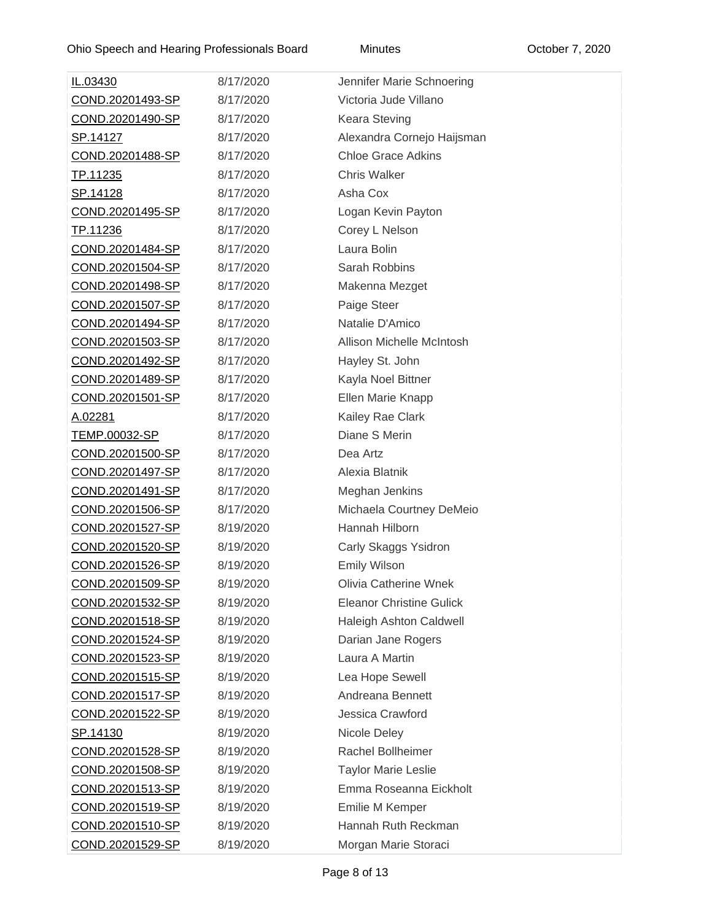| | | |
|---|---|---|
| IL.03430 | 8/17/2020 | Jennifer Marie Schnoering |
| COND.20201493-SP | 8/17/2020 | Victoria Jude Villano |
| COND.20201490-SP | 8/17/2020 | Keara Steving |
| SP.14127 | 8/17/2020 | Alexandra Cornejo Haijsman |
| COND.20201488-SP | 8/17/2020 | Chloe Grace Adkins |
| TP.11235 | 8/17/2020 | Chris Walker |
| SP.14128 | 8/17/2020 | Asha Cox |
| COND.20201495-SP | 8/17/2020 | Logan Kevin Payton |
| TP.11236 | 8/17/2020 | Corey L Nelson |
| COND.20201484-SP | 8/17/2020 | Laura Bolin |
| COND.20201504-SP | 8/17/2020 | Sarah Robbins |
| COND.20201498-SP | 8/17/2020 | Makenna Mezget |
| COND.20201507-SP | 8/17/2020 | Paige Steer |
| COND.20201494-SP | 8/17/2020 | Natalie D'Amico |
| COND.20201503-SP | 8/17/2020 | Allison Michelle McIntosh |
| COND.20201492-SP | 8/17/2020 | Hayley St. John |
| COND.20201489-SP | 8/17/2020 | Kayla Noel Bittner |
| COND.20201501-SP | 8/17/2020 | Ellen Marie Knapp |
| A.02281 | 8/17/2020 | Kailey Rae Clark |
| TEMP.00032-SP | 8/17/2020 | Diane S Merin |
| COND.20201500-SP | 8/17/2020 | Dea Artz |
| COND.20201497-SP | 8/17/2020 | Alexia Blatnik |
| COND.20201491-SP | 8/17/2020 | Meghan Jenkins |
| COND.20201506-SP | 8/17/2020 | Michaela Courtney DeMeio |
| COND.20201527-SP | 8/19/2020 | Hannah Hilborn |
| COND.20201520-SP | 8/19/2020 | Carly Skaggs Ysidron |
| COND.20201526-SP | 8/19/2020 | Emily Wilson |
| COND.20201509-SP | 8/19/2020 | Olivia Catherine Wnek |
| COND.20201532-SP | 8/19/2020 | Eleanor Christine Gulick |
| COND.20201518-SP | 8/19/2020 | Haleigh Ashton Caldwell |
| COND.20201524-SP | 8/19/2020 | Darian Jane Rogers |
| COND.20201523-SP | 8/19/2020 | Laura A Martin |
| COND.20201515-SP | 8/19/2020 | Lea Hope Sewell |
| COND.20201517-SP | 8/19/2020 | Andreana Bennett |
| COND.20201522-SP | 8/19/2020 | Jessica Crawford |
| SP.14130 | 8/19/2020 | Nicole Deley |
| COND.20201528-SP | 8/19/2020 | Rachel Bollheimer |
| COND.20201508-SP | 8/19/2020 | Taylor Marie Leslie |
| COND.20201513-SP | 8/19/2020 | Emma Roseanna Eickholt |
| COND.20201519-SP | 8/19/2020 | Emilie M Kemper |
| COND.20201510-SP | 8/19/2020 | Hannah Ruth Reckman |
| COND.20201529-SP | 8/19/2020 | Morgan Marie Storaci |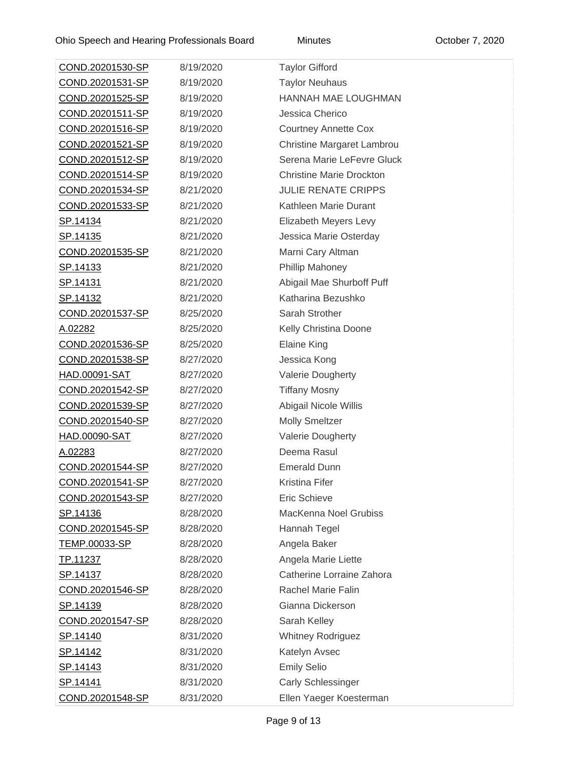| | | |
|---|---|---|
| COND.20201530-SP | 8/19/2020 | Taylor Gifford |
| COND.20201531-SP | 8/19/2020 | Taylor Neuhaus |
| COND.20201525-SP | 8/19/2020 | HANNAH MAE LOUGHMAN |
| COND.20201511-SP | 8/19/2020 | Jessica Cherico |
| COND.20201516-SP | 8/19/2020 | Courtney Annette Cox |
| COND.20201521-SP | 8/19/2020 | Christine Margaret Lambrou |
| COND.20201512-SP | 8/19/2020 | Serena Marie LeFevre Gluck |
| COND.20201514-SP | 8/19/2020 | Christine Marie Drockton |
| COND.20201534-SP | 8/21/2020 | JULIE RENATE CRIPPS |
| COND.20201533-SP | 8/21/2020 | Kathleen Marie Durant |
| SP.14134 | 8/21/2020 | Elizabeth Meyers Levy |
| SP.14135 | 8/21/2020 | Jessica Marie Osterday |
| COND.20201535-SP | 8/21/2020 | Marni Cary Altman |
| SP.14133 | 8/21/2020 | Phillip Mahoney |
| SP.14131 | 8/21/2020 | Abigail Mae Shurboff Puff |
| SP.14132 | 8/21/2020 | Katharina Bezushko |
| COND.20201537-SP | 8/25/2020 | Sarah Strother |
| A.02282 | 8/25/2020 | Kelly Christina Doone |
| COND.20201536-SP | 8/25/2020 | Elaine King |
| COND.20201538-SP | 8/27/2020 | Jessica Kong |
| HAD.00091-SAT | 8/27/2020 | Valerie Dougherty |
| COND.20201542-SP | 8/27/2020 | Tiffany Mosny |
| COND.20201539-SP | 8/27/2020 | Abigail Nicole Willis |
| COND.20201540-SP | 8/27/2020 | Molly Smeltzer |
| HAD.00090-SAT | 8/27/2020 | Valerie Dougherty |
| A.02283 | 8/27/2020 | Deema Rasul |
| COND.20201544-SP | 8/27/2020 | Emerald Dunn |
| COND.20201541-SP | 8/27/2020 | Kristina Fifer |
| COND.20201543-SP | 8/27/2020 | Eric Schieve |
| SP.14136 | 8/28/2020 | MacKenna Noel Grubiss |
| COND.20201545-SP | 8/28/2020 | Hannah Tegel |
| TEMP.00033-SP | 8/28/2020 | Angela Baker |
| TP.11237 | 8/28/2020 | Angela Marie Liette |
| SP.14137 | 8/28/2020 | Catherine Lorraine Zahora |
| COND.20201546-SP | 8/28/2020 | Rachel Marie Falin |
| SP.14139 | 8/28/2020 | Gianna Dickerson |
| COND.20201547-SP | 8/28/2020 | Sarah Kelley |
| SP.14140 | 8/31/2020 | Whitney Rodriguez |
| SP.14142 | 8/31/2020 | Katelyn Avsec |
| SP.14143 | 8/31/2020 | Emily Selio |
| SP.14141 | 8/31/2020 | Carly Schlessinger |
| COND.20201548-SP | 8/31/2020 | Ellen Yaeger Koesterman |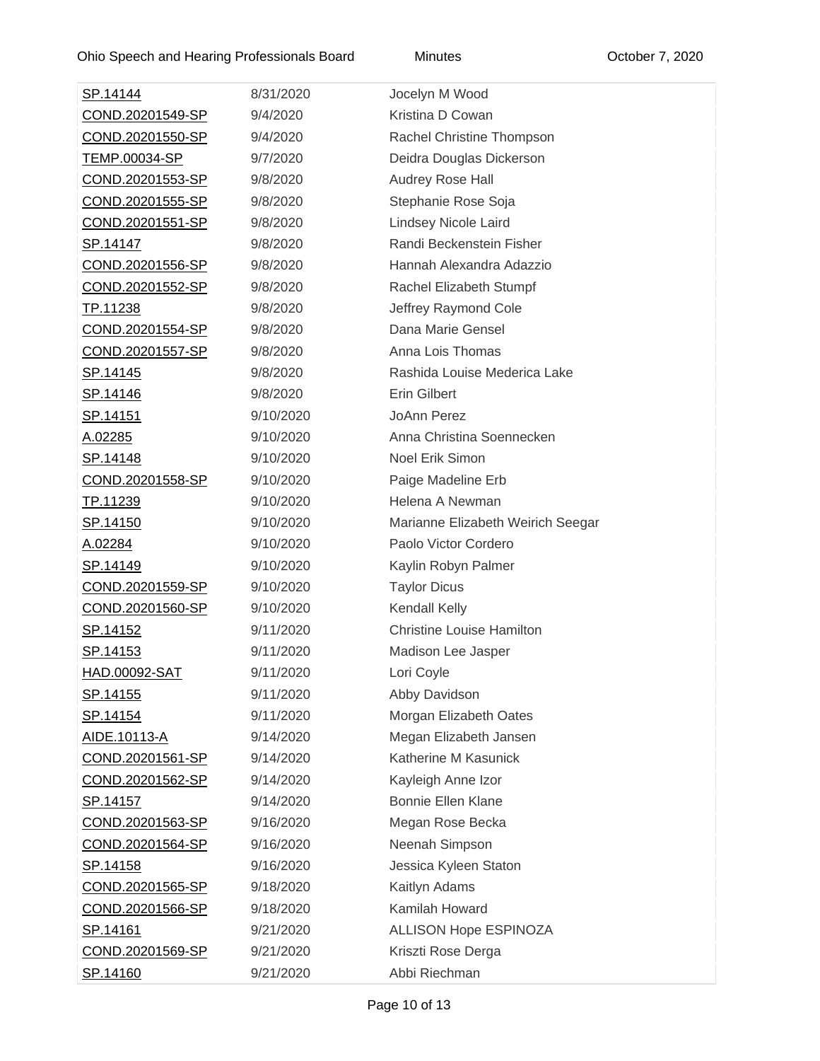| | | |
|---|---|---|
| SP.14144 | 8/31/2020 | Jocelyn M Wood |
| COND.20201549-SP | 9/4/2020 | Kristina D Cowan |
| COND.20201550-SP | 9/4/2020 | Rachel Christine Thompson |
| TEMP.00034-SP | 9/7/2020 | Deidra Douglas Dickerson |
| COND.20201553-SP | 9/8/2020 | Audrey Rose Hall |
| COND.20201555-SP | 9/8/2020 | Stephanie Rose Soja |
| COND.20201551-SP | 9/8/2020 | Lindsey Nicole Laird |
| SP.14147 | 9/8/2020 | Randi Beckenstein Fisher |
| COND.20201556-SP | 9/8/2020 | Hannah Alexandra Adazzio |
| COND.20201552-SP | 9/8/2020 | Rachel Elizabeth Stumpf |
| TP.11238 | 9/8/2020 | Jeffrey Raymond Cole |
| COND.20201554-SP | 9/8/2020 | Dana Marie Gensel |
| COND.20201557-SP | 9/8/2020 | Anna Lois Thomas |
| SP.14145 | 9/8/2020 | Rashida Louise Mederica Lake |
| SP.14146 | 9/8/2020 | Erin Gilbert |
| SP.14151 | 9/10/2020 | JoAnn Perez |
| A.02285 | 9/10/2020 | Anna Christina Soennecken |
| SP.14148 | 9/10/2020 | Noel Erik Simon |
| COND.20201558-SP | 9/10/2020 | Paige Madeline Erb |
| TP.11239 | 9/10/2020 | Helena A Newman |
| SP.14150 | 9/10/2020 | Marianne Elizabeth Weirich Seegar |
| A.02284 | 9/10/2020 | Paolo Victor Cordero |
| SP.14149 | 9/10/2020 | Kaylin Robyn Palmer |
| COND.20201559-SP | 9/10/2020 | Taylor Dicus |
| COND.20201560-SP | 9/10/2020 | Kendall Kelly |
| SP.14152 | 9/11/2020 | Christine Louise Hamilton |
| SP.14153 | 9/11/2020 | Madison Lee Jasper |
| HAD.00092-SAT | 9/11/2020 | Lori Coyle |
| SP.14155 | 9/11/2020 | Abby Davidson |
| SP.14154 | 9/11/2020 | Morgan Elizabeth Oates |
| AIDE.10113-A | 9/14/2020 | Megan Elizabeth Jansen |
| COND.20201561-SP | 9/14/2020 | Katherine M Kasunick |
| COND.20201562-SP | 9/14/2020 | Kayleigh Anne Izor |
| SP.14157 | 9/14/2020 | Bonnie Ellen Klane |
| COND.20201563-SP | 9/16/2020 | Megan Rose Becka |
| COND.20201564-SP | 9/16/2020 | Neenah Simpson |
| SP.14158 | 9/16/2020 | Jessica Kyleen Staton |
| COND.20201565-SP | 9/18/2020 | Kaitlyn Adams |
| COND.20201566-SP | 9/18/2020 | Kamilah Howard |
| SP.14161 | 9/21/2020 | ALLISON Hope ESPINOZA |
| COND.20201569-SP | 9/21/2020 | Kriszti Rose Derga |
| SP.14160 | 9/21/2020 | Abbi Riechman |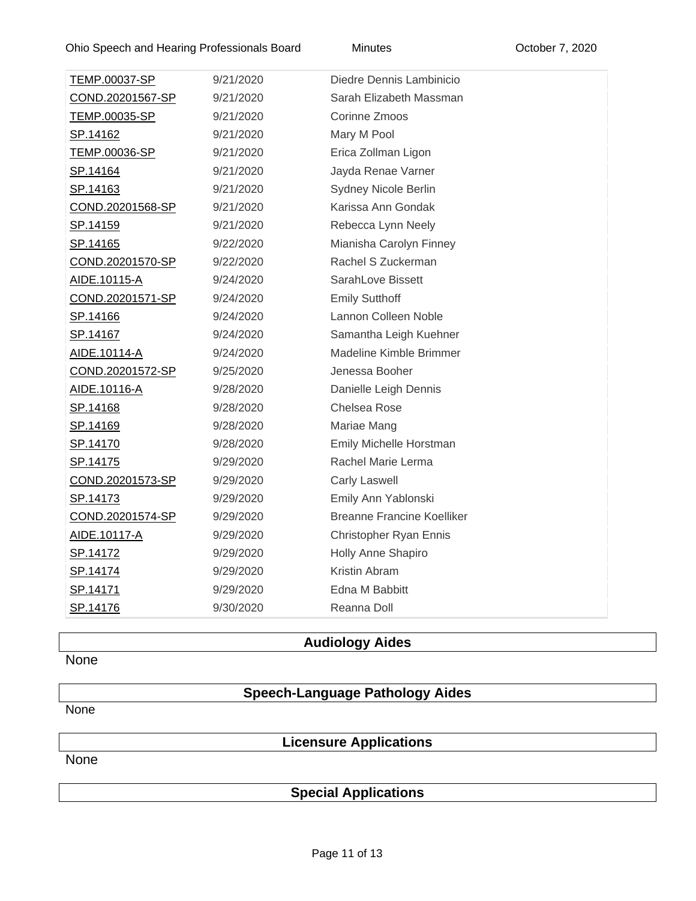| | | |
|---|---|---|
| TEMP.00037-SP | 9/21/2020 | Diedre Dennis Lambinicio |
| COND.20201567-SP | 9/21/2020 | Sarah Elizabeth Massman |
| TEMP.00035-SP | 9/21/2020 | Corinne Zmoos |
| SP.14162 | 9/21/2020 | Mary M Pool |
| TEMP.00036-SP | 9/21/2020 | Erica Zollman Ligon |
| SP.14164 | 9/21/2020 | Jayda Renae Varner |
| SP.14163 | 9/21/2020 | Sydney Nicole Berlin |
| COND.20201568-SP | 9/21/2020 | Karissa Ann Gondak |
| SP.14159 | 9/21/2020 | Rebecca Lynn Neely |
| SP.14165 | 9/22/2020 | Mianisha Carolyn Finney |
| COND.20201570-SP | 9/22/2020 | Rachel S Zuckerman |
| AIDE.10115-A | 9/24/2020 | SarahLove Bissett |
| COND.20201571-SP | 9/24/2020 | Emily Sutthoff |
| SP.14166 | 9/24/2020 | Lannon Colleen Noble |
| SP.14167 | 9/24/2020 | Samantha Leigh Kuehner |
| AIDE.10114-A | 9/24/2020 | Madeline Kimble Brimmer |
| COND.20201572-SP | 9/25/2020 | Jenessa Booher |
| AIDE.10116-A | 9/28/2020 | Danielle Leigh Dennis |
| SP.14168 | 9/28/2020 | Chelsea Rose |
| SP.14169 | 9/28/2020 | Mariae Mang |
| SP.14170 | 9/28/2020 | Emily Michelle Horstman |
| SP.14175 | 9/29/2020 | Rachel Marie Lerma |
| COND.20201573-SP | 9/29/2020 | Carly Laswell |
| SP.14173 | 9/29/2020 | Emily Ann Yablonski |
| COND.20201574-SP | 9/29/2020 | Breanne Francine Koelliker |
| AIDE.10117-A | 9/29/2020 | Christopher Ryan Ennis |
| SP.14172 | 9/29/2020 | Holly Anne Shapiro |
| SP.14174 | 9/29/2020 | Kristin Abram |
| SP.14171 | 9/29/2020 | Edna M Babbitt |
| SP.14176 | 9/30/2020 | Reanna Doll |

## Audiology Aides

None

## Speech-Language Pathology Aides

None

## Licensure Applications

None

## Special Applications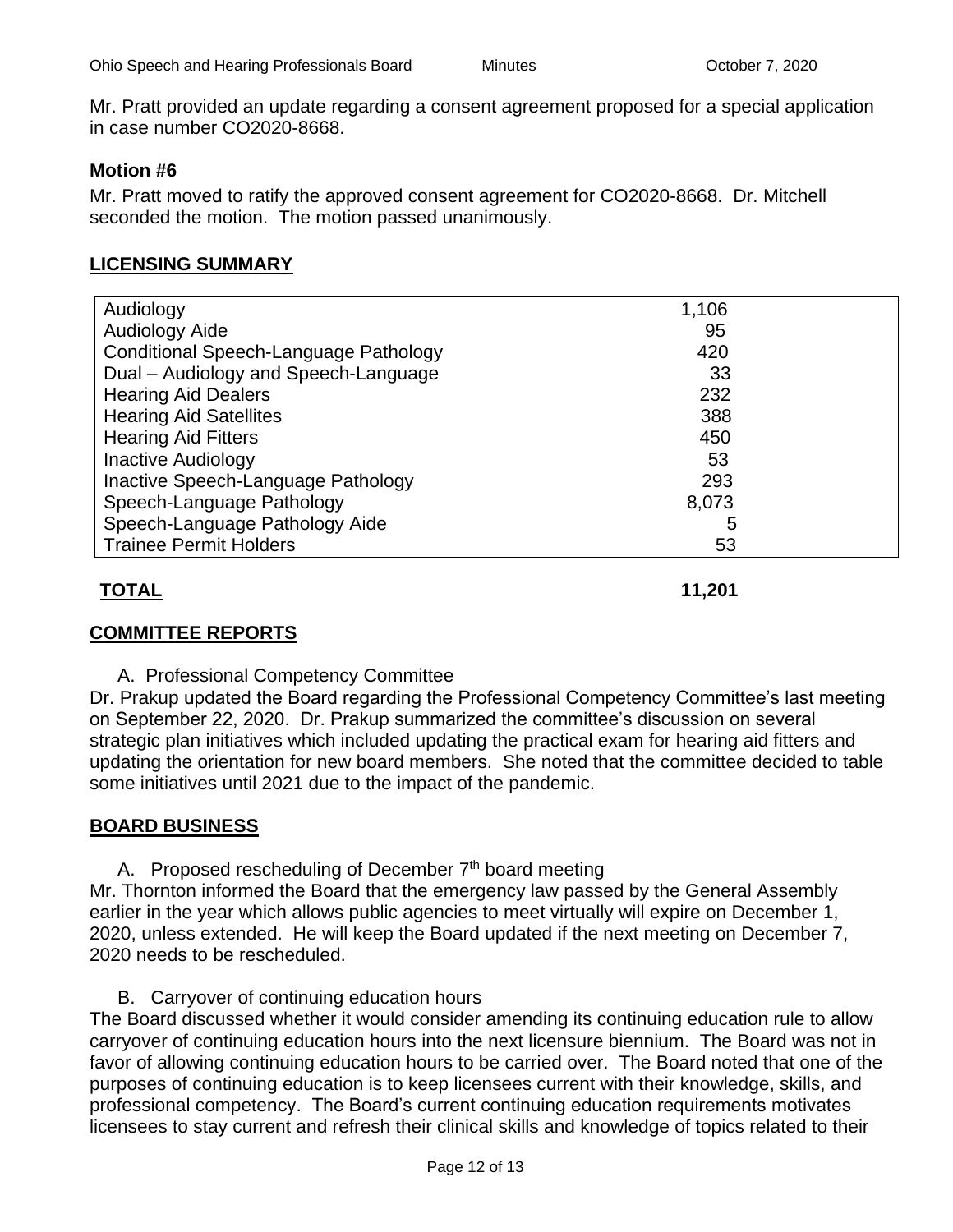Mr. Pratt provided an update regarding a consent agreement proposed for a special application in case number CO2020-8668.

**Motion #6**

Mr. Pratt moved to ratify the approved consent agreement for CO2020-8668. Dr. Mitchell seconded the motion. The motion passed unanimously.

## LICENSING SUMMARY

| | |
|---|---|
| Audiology | 1,106 |
| Audiology Aide | 95 |
| Conditional Speech-Language Pathology | 420 |
| Dual – Audiology and Speech-Language | 33 |
| Hearing Aid Dealers | 232 |
| Hearing Aid Satellites | 388 |
| Hearing Aid Fitters | 450 |
| Inactive Audiology | 53 |
| Inactive Speech-Language Pathology | 293 |
| Speech-Language Pathology | 8,073 |
| Speech-Language Pathology Aide | 5 |
| Trainee Permit Holders | 53 |
| **TOTAL** | **11,201** |

## COMMITTEE REPORTS

A. Professional Competency Committee

Dr. Prakup updated the Board regarding the Professional Competency Committee's last meeting on September 22, 2020. Dr. Prakup summarized the committee's discussion on several strategic plan initiatives which included updating the practical exam for hearing aid fitters and updating the orientation for new board members. She noted that the committee decided to table some initiatives until 2021 due to the impact of the pandemic.

## BOARD BUSINESS

A. Proposed rescheduling of December 7th board meeting

Mr. Thornton informed the Board that the emergency law passed by the General Assembly earlier in the year which allows public agencies to meet virtually will expire on December 1, 2020, unless extended. He will keep the Board updated if the next meeting on December 7, 2020 needs to be rescheduled.

B. Carryover of continuing education hours

The Board discussed whether it would consider amending its continuing education rule to allow carryover of continuing education hours into the next licensure biennium. The Board was not in favor of allowing continuing education hours to be carried over. The Board noted that one of the purposes of continuing education is to keep licensees current with their knowledge, skills, and professional competency. The Board's current continuing education requirements motivates licensees to stay current and refresh their clinical skills and knowledge of topics related to their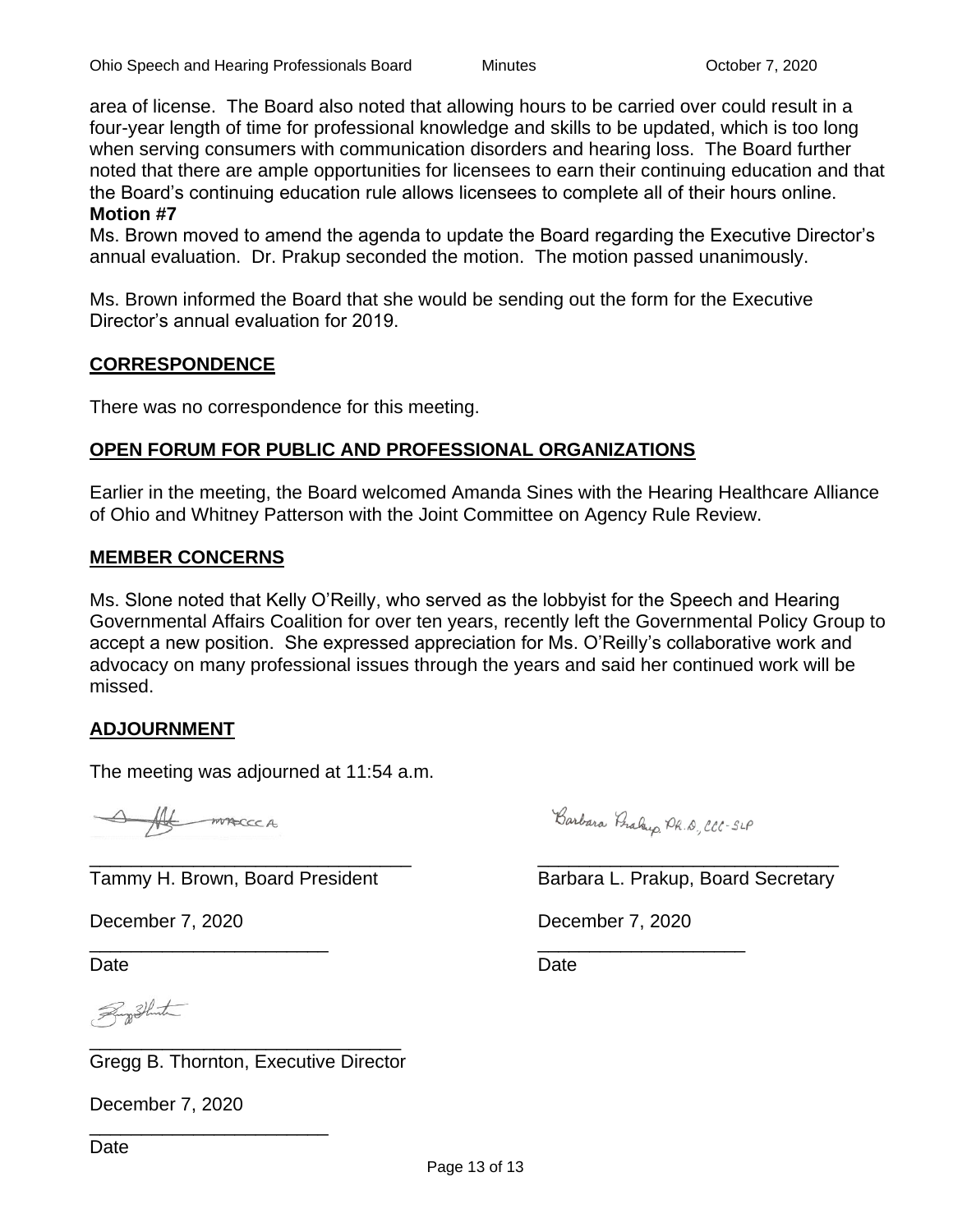area of license. The Board also noted that allowing hours to be carried over could result in a four-year length of time for professional knowledge and skills to be updated, which is too long when serving consumers with communication disorders and hearing loss. The Board further noted that there are ample opportunities for licensees to earn their continuing education and that the Board's continuing education rule allows licensees to complete all of their hours online.

**Motion #7**

Ms. Brown moved to amend the agenda to update the Board regarding the Executive Director's annual evaluation. Dr. Prakup seconded the motion. The motion passed unanimously.

Ms. Brown informed the Board that she would be sending out the form for the Executive Director's annual evaluation for 2019.

## CORRESPONDENCE

There was no correspondence for this meeting.

## OPEN FORUM FOR PUBLIC AND PROFESSIONAL ORGANIZATIONS

Earlier in the meeting, the Board welcomed Amanda Sines with the Hearing Healthcare Alliance of Ohio and Whitney Patterson with the Joint Committee on Agency Rule Review.

## MEMBER CONCERNS

Ms. Slone noted that Kelly O'Reilly, who served as the lobbyist for the Speech and Hearing Governmental Affairs Coalition for over ten years, recently left the Governmental Policy Group to accept a new position. She expressed appreciation for Ms. O'Reilly's collaborative work and advocacy on many professional issues through the years and said her continued work will be missed.

## ADJOURNMENT

The meeting was adjourned at 11:54 a.m.

Tammy H. Brown, Board President

December 7, 2020
Date

Barbara L. Prakup, Board Secretary

December 7, 2020
Date

Gregg B. Thornton, Executive Director

December 7, 2020
Date